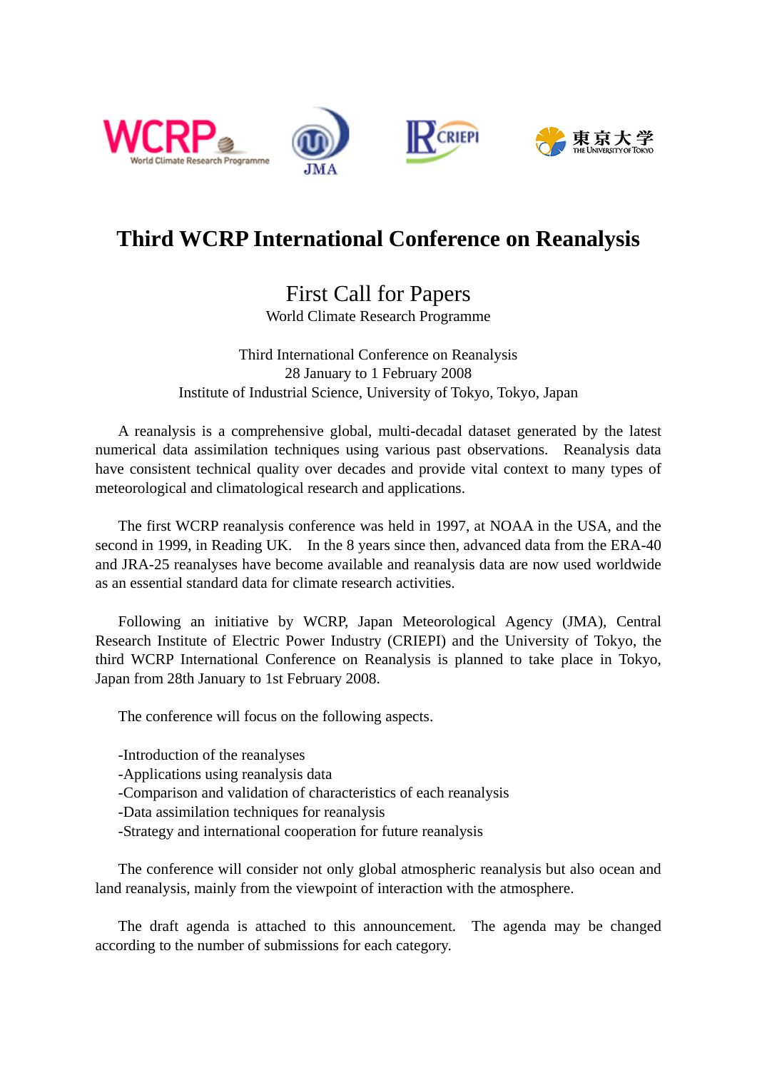# Third WCRP International Conference on Reanalysis

## First Call for Papers

World Climate Research Programme

Third International Conference on Reanalysis
28 January to 1 February 2008
Institute of Industrial Science, University of Tokyo, Tokyo, Japan

A reanalysis is a comprehensive global, multi-decadal dataset generated by the latest numerical data assimilation techniques using various past observations. Reanalysis data have consistent technical quality over decades and provide vital context to many types of meteorological and climatological research and applications.

The first WCRP reanalysis conference was held in 1997, at NOAA in the USA, and the second in 1999, in Reading UK. In the 8 years since then, advanced data from the ERA-40 and JRA-25 reanalyses have become available and reanalysis data are now used worldwide as an essential standard data for climate research activities.

Following an initiative by WCRP, Japan Meteorological Agency (JMA), Central Research Institute of Electric Power Industry (CRIEPI) and the University of Tokyo, the third WCRP International Conference on Reanalysis is planned to take place in Tokyo, Japan from 28th January to 1st February 2008.

The conference will focus on the following aspects.

-Introduction of the reanalyses
-Applications using reanalysis data
-Comparison and validation of characteristics of each reanalysis
-Data assimilation techniques for reanalysis
-Strategy and international cooperation for future reanalysis

The conference will consider not only global atmospheric reanalysis but also ocean and land reanalysis, mainly from the viewpoint of interaction with the atmosphere.

The draft agenda is attached to this announcement. The agenda may be changed according to the number of submissions for each category.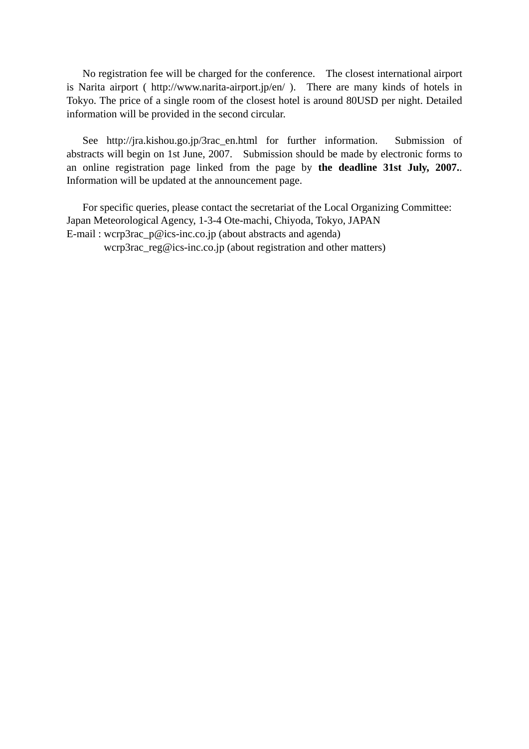No registration fee will be charged for the conference. The closest international airport is Narita airport ( http://www.narita-airport.jp/en/ ). There are many kinds of hotels in Tokyo. The price of a single room of the closest hotel is around 80USD per night. Detailed information will be provided in the second circular.

See http://jra.kishou.go.jp/3rac_en.html for further information. Submission of abstracts will begin on 1st June, 2007. Submission should be made by electronic forms to an online registration page linked from the page by **the deadline 31st July, 2007.**. Information will be updated at the announcement page.

For specific queries, please contact the secretariat of the Local Organizing Committee:
Japan Meteorological Agency, 1-3-4 Ote-machi, Chiyoda, Tokyo, JAPAN
E-mail : wcrp3rac_p@ics-inc.co.jp (about abstracts and agenda)
wcrp3rac_reg@ics-inc.co.jp (about registration and other matters)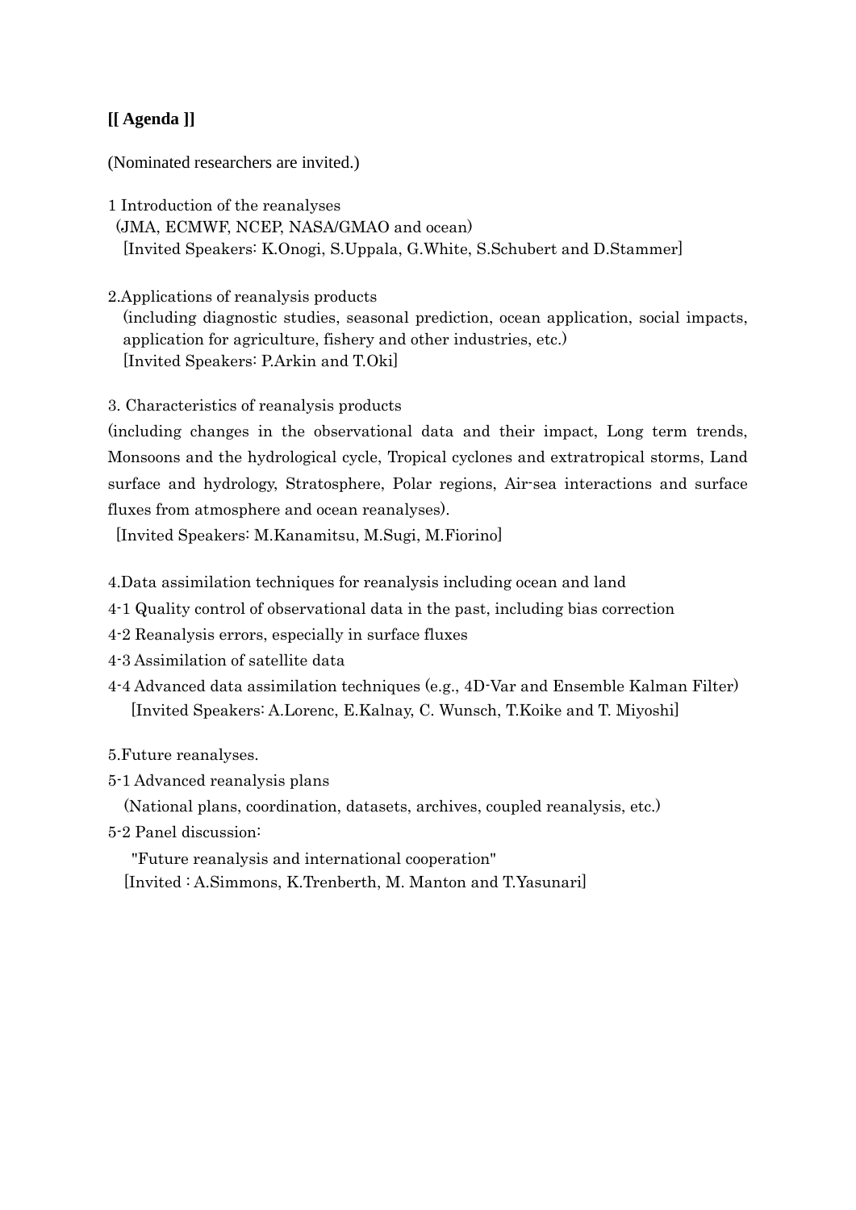**[[ Agenda ]]**

(Nominated researchers are invited.)

1 Introduction of the reanalyses
(JMA, ECMWF, NCEP, NASA/GMAO and ocean)
[Invited Speakers: K.Onogi, S.Uppala, G.White, S.Schubert and D.Stammer]

2.Applications of reanalysis products
(including diagnostic studies, seasonal prediction, ocean application, social impacts, application for agriculture, fishery and other industries, etc.)
[Invited Speakers: P.Arkin and T.Oki]

3. Characteristics of reanalysis products
(including changes in the observational data and their impact, Long term trends, Monsoons and the hydrological cycle, Tropical cyclones and extratropical storms, Land surface and hydrology, Stratosphere, Polar regions, Air-sea interactions and surface fluxes from atmosphere and ocean reanalyses).
[Invited Speakers: M.Kanamitsu, M.Sugi, M.Fiorino]

4.Data assimilation techniques for reanalysis including ocean and land
4-1 Quality control of observational data in the past, including bias correction
4-2 Reanalysis errors, especially in surface fluxes
4-3 Assimilation of satellite data
4-4 Advanced data assimilation techniques (e.g., 4D-Var and Ensemble Kalman Filter)
[Invited Speakers: A.Lorenc, E.Kalnay, C. Wunsch, T.Koike and T. Miyoshi]

5.Future reanalyses.
5-1 Advanced reanalysis plans
(National plans, coordination, datasets, archives, coupled reanalysis, etc.)
5-2 Panel discussion:
"Future reanalysis and international cooperation"
[Invited : A.Simmons, K.Trenberth, M. Manton and T.Yasunari]